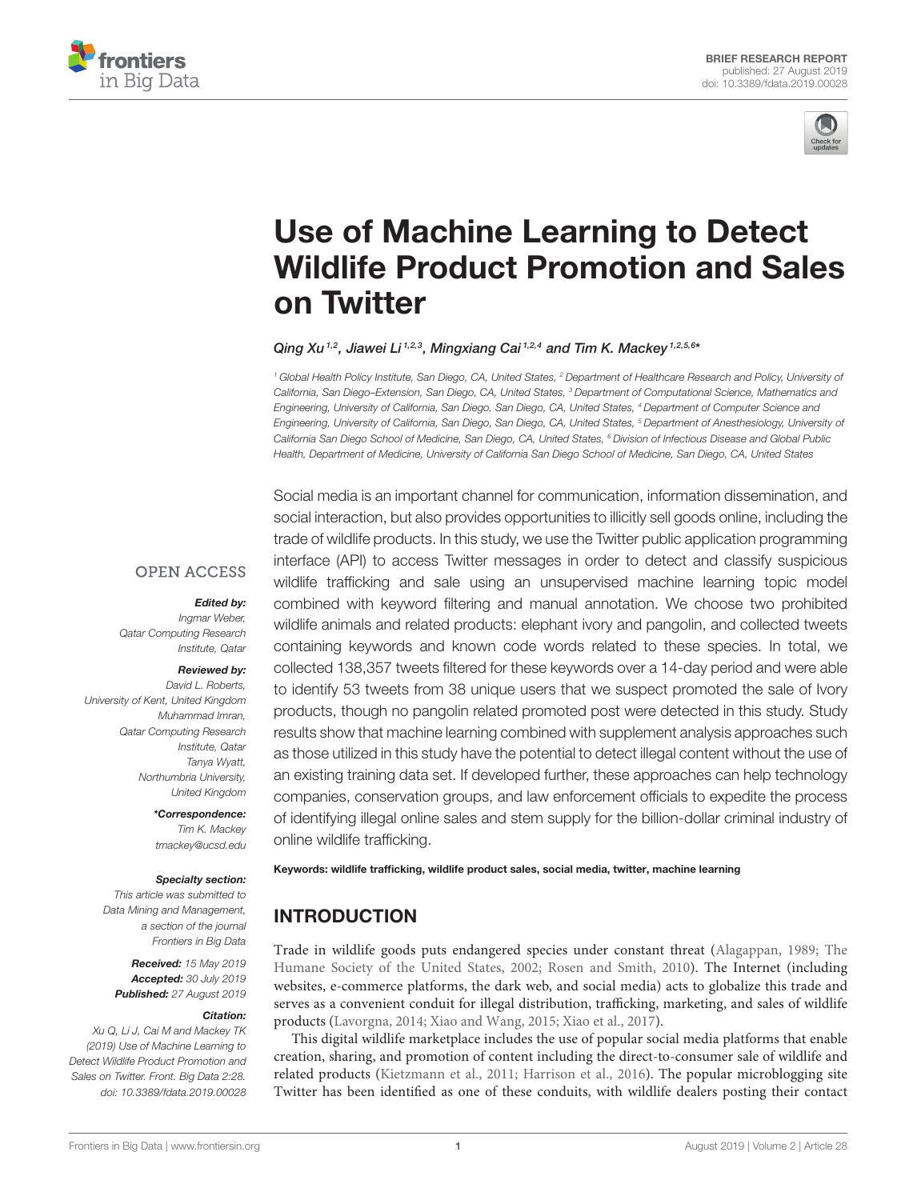BRIEF RESEARCH REPORT
published: 27 August 2019
doi: 10.3389/fdata.2019.00028

# Use of Machine Learning to Detect Wildlife Product Promotion and Sales on Twitter

*Qing Xu*[1,2], *Jiawei Li*[1,2,3], *Mingxiang Cai*[1,2,4] *and Tim K. Mackey*[1,2,5,6]*

[1] Global Health Policy Institute, San Diego, CA, United States, [2] Department of Healthcare Research and Policy, University of California, San Diego–Extension, San Diego, CA, United States, [3] Department of Computational Science, Mathematics and Engineering, University of California, San Diego, San Diego, CA, United States, [4] Department of Computer Science and Engineering, University of California, San Diego, San Diego, CA, United States, [5] Department of Anesthesiology, University of California San Diego School of Medicine, San Diego, CA, United States, [6] Division of Infectious Disease and Global Public Health, Department of Medicine, University of California San Diego School of Medicine, San Diego, CA, United States

OPEN ACCESS

***Edited by:***
*Ingmar Weber, Qatar Computing Research Institute, Qatar*

***Reviewed by:***
*David L. Roberts, University of Kent, United Kingdom*
*Muhammad Imran, Qatar Computing Research Institute, Qatar*
*Tanya Wyatt, Northumbria University, United Kingdom*

***\*Correspondence:***
*Tim K. Mackey*
*tmackey@ucsd.edu*

***Specialty section:***
*This article was submitted to Data Mining and Management, a section of the journal Frontiers in Big Data*

***Received:*** *15 May 2019*
***Accepted:*** *30 July 2019*
***Published:*** *27 August 2019*

***Citation:***
*Xu Q, Li J, Cai M and Mackey TK (2019) Use of Machine Learning to Detect Wildlife Product Promotion and Sales on Twitter. Front. Big Data 2:28. doi: 10.3389/fdata.2019.00028*

Social media is an important channel for communication, information dissemination, and social interaction, but also provides opportunities to illicitly sell goods online, including the trade of wildlife products. In this study, we use the Twitter public application programming interface (API) to access Twitter messages in order to detect and classify suspicious wildlife trafficking and sale using an unsupervised machine learning topic model combined with keyword filtering and manual annotation. We choose two prohibited wildlife animals and related products: elephant ivory and pangolin, and collected tweets containing keywords and known code words related to these species. In total, we collected 138,357 tweets filtered for these keywords over a 14-day period and were able to identify 53 tweets from 38 unique users that we suspect promoted the sale of Ivory products, though no pangolin related promoted post were detected in this study. Study results show that machine learning combined with supplement analysis approaches such as those utilized in this study have the potential to detect illegal content without the use of an existing training data set. If developed further, these approaches can help technology companies, conservation groups, and law enforcement officials to expedite the process of identifying illegal online sales and stem supply for the billion-dollar criminal industry of online wildlife trafficking.

**Keywords: wildlife trafficking, wildlife product sales, social media, twitter, machine learning**

## INTRODUCTION

Trade in wildlife goods puts endangered species under constant threat (Alagappan, 1989; The Humane Society of the United States, 2002; Rosen and Smith, 2010). The Internet (including websites, e-commerce platforms, the dark web, and social media) acts to globalize this trade and serves as a convenient conduit for illegal distribution, trafficking, marketing, and sales of wildlife products (Lavorgna, 2014; Xiao and Wang, 2015; Xiao et al., 2017).

This digital wildlife marketplace includes the use of popular social media platforms that enable creation, sharing, and promotion of content including the direct-to-consumer sale of wildlife and related products (Kietzmann et al., 2011; Harrison et al., 2016). The popular microblogging site Twitter has been identified as one of these conduits, with wildlife dealers posting their contact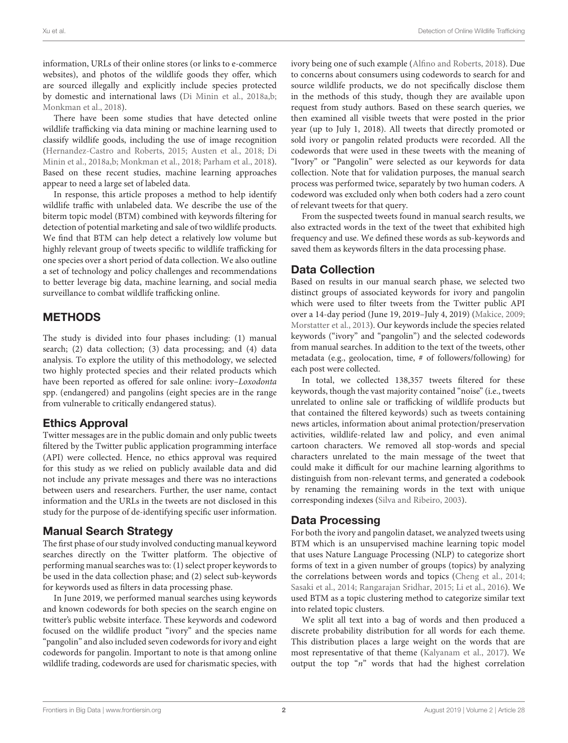information, URLs of their online stores (or links to e-commerce websites), and photos of the wildlife goods they offer, which are sourced illegally and explicitly include species protected by domestic and international laws (Di Minin et al., 2018a,b; Monkman et al., 2018).

There have been some studies that have detected online wildlife trafficking via data mining or machine learning used to classify wildlife goods, including the use of image recognition (Hernandez-Castro and Roberts, 2015; Austen et al., 2018; Di Minin et al., 2018a,b; Monkman et al., 2018; Parham et al., 2018). Based on these recent studies, machine learning approaches appear to need a large set of labeled data.

In response, this article proposes a method to help identify wildlife traffic with unlabeled data. We describe the use of the biterm topic model (BTM) combined with keywords filtering for detection of potential marketing and sale of two wildlife products. We find that BTM can help detect a relatively low volume but highly relevant group of tweets specific to wildlife trafficking for one species over a short period of data collection. We also outline a set of technology and policy challenges and recommendations to better leverage big data, machine learning, and social media surveillance to combat wildlife trafficking online.

# METHODS

The study is divided into four phases including: (1) manual search; (2) data collection; (3) data processing; and (4) data analysis. To explore the utility of this methodology, we selected two highly protected species and their related products which have been reported as offered for sale online: ivory–*Loxodonta* spp. (endangered) and pangolins (eight species are in the range from vulnerable to critically endangered status).

## Ethics Approval

Twitter messages are in the public domain and only public tweets filtered by the Twitter public application programming interface (API) were collected. Hence, no ethics approval was required for this study as we relied on publicly available data and did not include any private messages and there was no interactions between users and researchers. Further, the user name, contact information and the URLs in the tweets are not disclosed in this study for the purpose of de-identifying specific user information.

## Manual Search Strategy

The first phase of our study involved conducting manual keyword searches directly on the Twitter platform. The objective of performing manual searches was to: (1) select proper keywords to be used in the data collection phase; and (2) select sub-keywords for keywords used as filters in data processing phase.

In June 2019, we performed manual searches using keywords and known codewords for both species on the search engine on twitter's public website interface. These keywords and codeword focused on the wildlife product "ivory" and the species name "pangolin" and also included seven codewords for ivory and eight codewords for pangolin. Important to note is that among online wildlife trading, codewords are used for charismatic species, with ivory being one of such example (Alfino and Roberts, 2018). Due to concerns about consumers using codewords to search for and source wildlife products, we do not specifically disclose them in the methods of this study, though they are available upon request from study authors. Based on these search queries, we then examined all visible tweets that were posted in the prior year (up to July 1, 2018). All tweets that directly promoted or sold ivory or pangolin related products were recorded. All the codewords that were used in these tweets with the meaning of "Ivory" or "Pangolin" were selected as our keywords for data collection. Note that for validation purposes, the manual search process was performed twice, separately by two human coders. A codeword was excluded only when both coders had a zero count of relevant tweets for that query.

From the suspected tweets found in manual search results, we also extracted words in the text of the tweet that exhibited high frequency and use. We defined these words as sub-keywords and saved them as keywords filters in the data processing phase.

## Data Collection

Based on results in our manual search phase, we selected two distinct groups of associated keywords for ivory and pangolin which were used to filter tweets from the Twitter public API over a 14-day period (June 19, 2019–July 4, 2019) (Makice, 2009; Morstatter et al., 2013). Our keywords include the species related keywords ("ivory" and "pangolin") and the selected codewords from manual searches. In addition to the text of the tweets, other metadata (e.g., geolocation, time, # of followers/following) for each post were collected.

In total, we collected 138,357 tweets filtered for these keywords, though the vast majority contained "noise" (i.e., tweets unrelated to online sale or trafficking of wildlife products but that contained the filtered keywords) such as tweets containing news articles, information about animal protection/preservation activities, wildlife-related law and policy, and even animal cartoon characters. We removed all stop-words and special characters unrelated to the main message of the tweet that could make it difficult for our machine learning algorithms to distinguish from non-relevant terms, and generated a codebook by renaming the remaining words in the text with unique corresponding indexes (Silva and Ribeiro, 2003).

## Data Processing

For both the ivory and pangolin dataset, we analyzed tweets using BTM which is an unsupervised machine learning topic model that uses Nature Language Processing (NLP) to categorize short forms of text in a given number of groups (topics) by analyzing the correlations between words and topics (Cheng et al., 2014; Sasaki et al., 2014; Rangarajan Sridhar, 2015; Li et al., 2016). We used BTM as a topic clustering method to categorize similar text into related topic clusters.

We split all text into a bag of words and then produced a discrete probability distribution for all words for each theme. This distribution places a large weight on the words that are most representative of that theme (Kalyanam et al., 2017). We output the top "*n*" words that had the highest correlation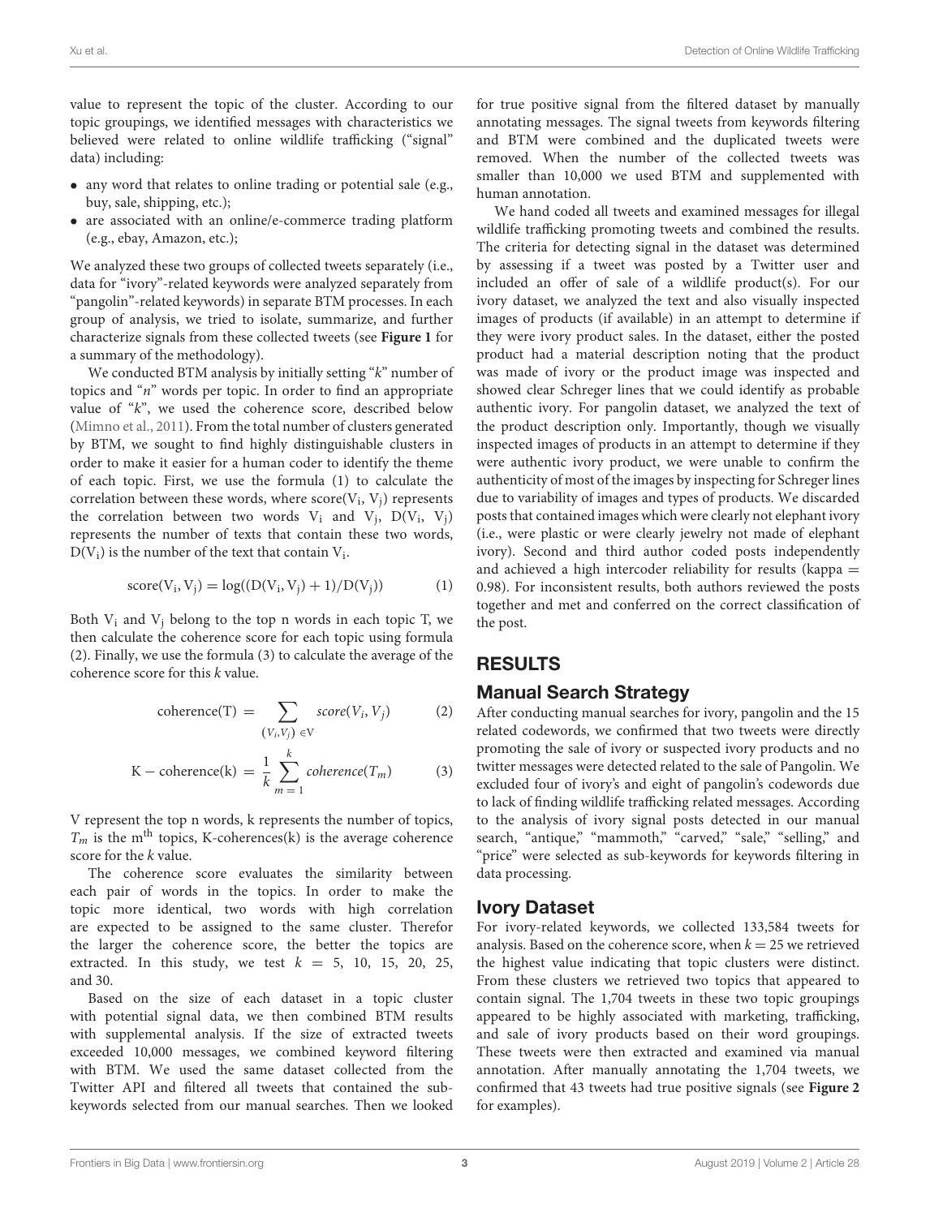value to represent the topic of the cluster. According to our topic groupings, we identified messages with characteristics we believed were related to online wildlife trafficking ("signal" data) including:

- any word that relates to online trading or potential sale (e.g., buy, sale, shipping, etc.);
- are associated with an online/e-commerce trading platform (e.g., ebay, Amazon, etc.);

We analyzed these two groups of collected tweets separately (i.e., data for "ivory"-related keywords were analyzed separately from "pangolin"-related keywords) in separate BTM processes. In each group of analysis, we tried to isolate, summarize, and further characterize signals from these collected tweets (see **Figure 1** for a summary of the methodology).

We conducted BTM analysis by initially setting "*k*" number of topics and "*n*" words per topic. In order to find an appropriate value of "*k*", we used the coherence score, described below (Mimno et al., 2011). From the total number of clusters generated by BTM, we sought to find highly distinguishable clusters in order to make it easier for a human coder to identify the theme of each topic. First, we use the formula (1) to calculate the correlation between these words, where score($V_i$, $V_j$) represents the correlation between two words $V_i$ and $V_j$, D($V_i$, $V_j$) represents the number of texts that contain these two words, D($V_i$) is the number of the text that contain $V_i$.

$$\text{score}(V_i, V_j) = \log((D(V_i, V_j) + 1)/D(V_j)) \tag{1}$$

Both $V_i$ and $V_j$ belong to the top n words in each topic T, we then calculate the coherence score for each topic using formula (2). Finally, we use the formula (3) to calculate the average of the coherence score for this *k* value.

$$\text{coherence}(T) = \sum_{(V_i, V_j) \in V} score(V_i, V_j) \tag{2}$$

$$\text{K} - \text{coherence}(k) = \frac{1}{k} \sum_{m=1}^{k} coherence(T_m) \tag{3}$$

V represent the top n words, k represents the number of topics, $T_m$ is the m[th] topics, K-coherences(k) is the average coherence score for the *k* value.

The coherence score evaluates the similarity between each pair of words in the topics. In order to make the topic more identical, two words with high correlation are expected to be assigned to the same cluster. Therefor the larger the coherence score, the better the topics are extracted. In this study, we test $k$ = 5, 10, 15, 20, 25, and 30.

Based on the size of each dataset in a topic cluster with potential signal data, we then combined BTM results with supplemental analysis. If the size of extracted tweets exceeded 10,000 messages, we combined keyword filtering with BTM. We used the same dataset collected from the Twitter API and filtered all tweets that contained the sub-keywords selected from our manual searches. Then we looked for true positive signal from the filtered dataset by manually annotating messages. The signal tweets from keywords filtering and BTM were combined and the duplicated tweets were removed. When the number of the collected tweets was smaller than 10,000 we used BTM and supplemented with human annotation.

We hand coded all tweets and examined messages for illegal wildlife trafficking promoting tweets and combined the results. The criteria for detecting signal in the dataset was determined by assessing if a tweet was posted by a Twitter user and included an offer of sale of a wildlife product(s). For our ivory dataset, we analyzed the text and also visually inspected images of products (if available) in an attempt to determine if they were ivory product sales. In the dataset, either the posted product had a material description noting that the product was made of ivory or the product image was inspected and showed clear Schreger lines that we could identify as probable authentic ivory. For pangolin dataset, we analyzed the text of the product description only. Importantly, though we visually inspected images of products in an attempt to determine if they were authentic ivory product, we were unable to confirm the authenticity of most of the images by inspecting for Schreger lines due to variability of images and types of products. We discarded posts that contained images which were clearly not elephant ivory (i.e., were plastic or were clearly jewelry not made of elephant ivory). Second and third author coded posts independently and achieved a high intercoder reliability for results (kappa = 0.98). For inconsistent results, both authors reviewed the posts together and met and conferred on the correct classification of the post.

## RESULTS

### Manual Search Strategy

After conducting manual searches for ivory, pangolin and the 15 related codewords, we confirmed that two tweets were directly promoting the sale of ivory or suspected ivory products and no twitter messages were detected related to the sale of Pangolin. We excluded four of ivory's and eight of pangolin's codewords due to lack of finding wildlife trafficking related messages. According to the analysis of ivory signal posts detected in our manual search, "antique," "mammoth," "carved," "sale," "selling," and "price" were selected as sub-keywords for keywords filtering in data processing.

### Ivory Dataset

For ivory-related keywords, we collected 133,584 tweets for analysis. Based on the coherence score, when $k$ = 25 we retrieved the highest value indicating that topic clusters were distinct. From these clusters we retrieved two topics that appeared to contain signal. The 1,704 tweets in these two topic groupings appeared to be highly associated with marketing, trafficking, and sale of ivory products based on their word groupings. These tweets were then extracted and examined via manual annotation. After manually annotating the 1,704 tweets, we confirmed that 43 tweets had true positive signals (see **Figure 2** for examples).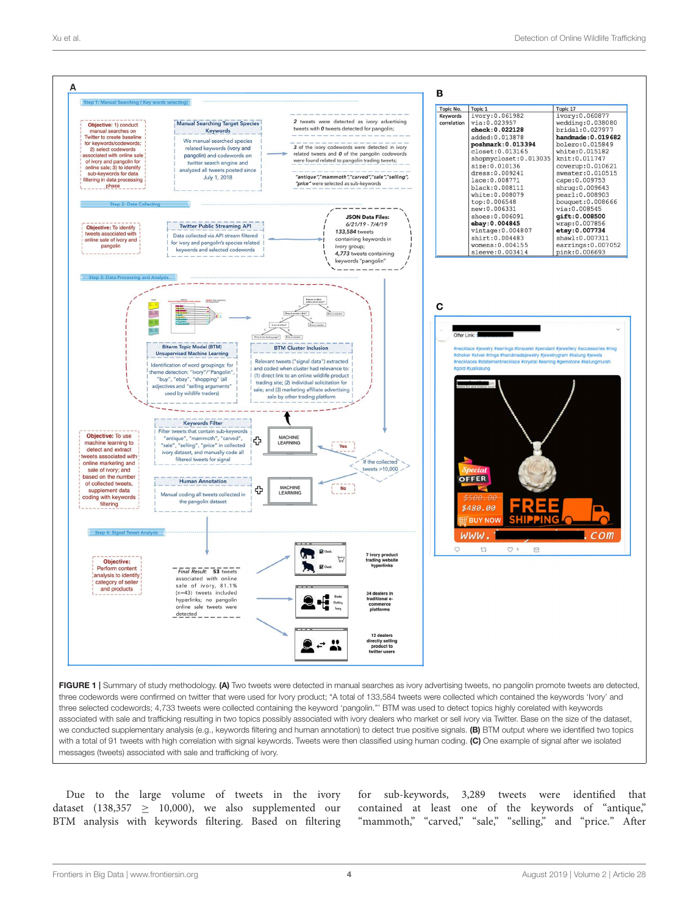**FIGURE 1** | Summary of study methodology. **(A)** Two tweets were detected in manual searches as ivory advertising tweets, no pangolin promote tweets are detected, three codewords were confirmed on twitter that were used for Ivory product; "A total of 133,584 tweets were collected which contained the keywords 'Ivory' and three selected codewords; 4,733 tweets were collected containing the keyword 'pangolin.'" BTM was used to detect topics highly corelated with keywords associated with sale and trafficking resulting in two topics possibly associated with ivory dealers who market or sell ivory via Twitter. Base on the size of the dataset, we conducted supplementary analysis (e.g., keywords filtering and human annotation) to detect true positive signals. **(B)** BTM output where we identified two topics with a total of 91 tweets with high correlation with signal keywords. Tweets were then classified using human coding. **(C)** One example of signal after we isolated messages (tweets) associated with sale and trafficking of ivory.

Due to the large volume of tweets in the ivory dataset (138,357 ≥ 10,000), we also supplemented our BTM analysis with keywords filtering. Based on filtering for sub-keywords, 3,289 tweets were identified that contained at least one of the keywords of "antique," "mammoth," "carved," "sale," "selling," and "price." After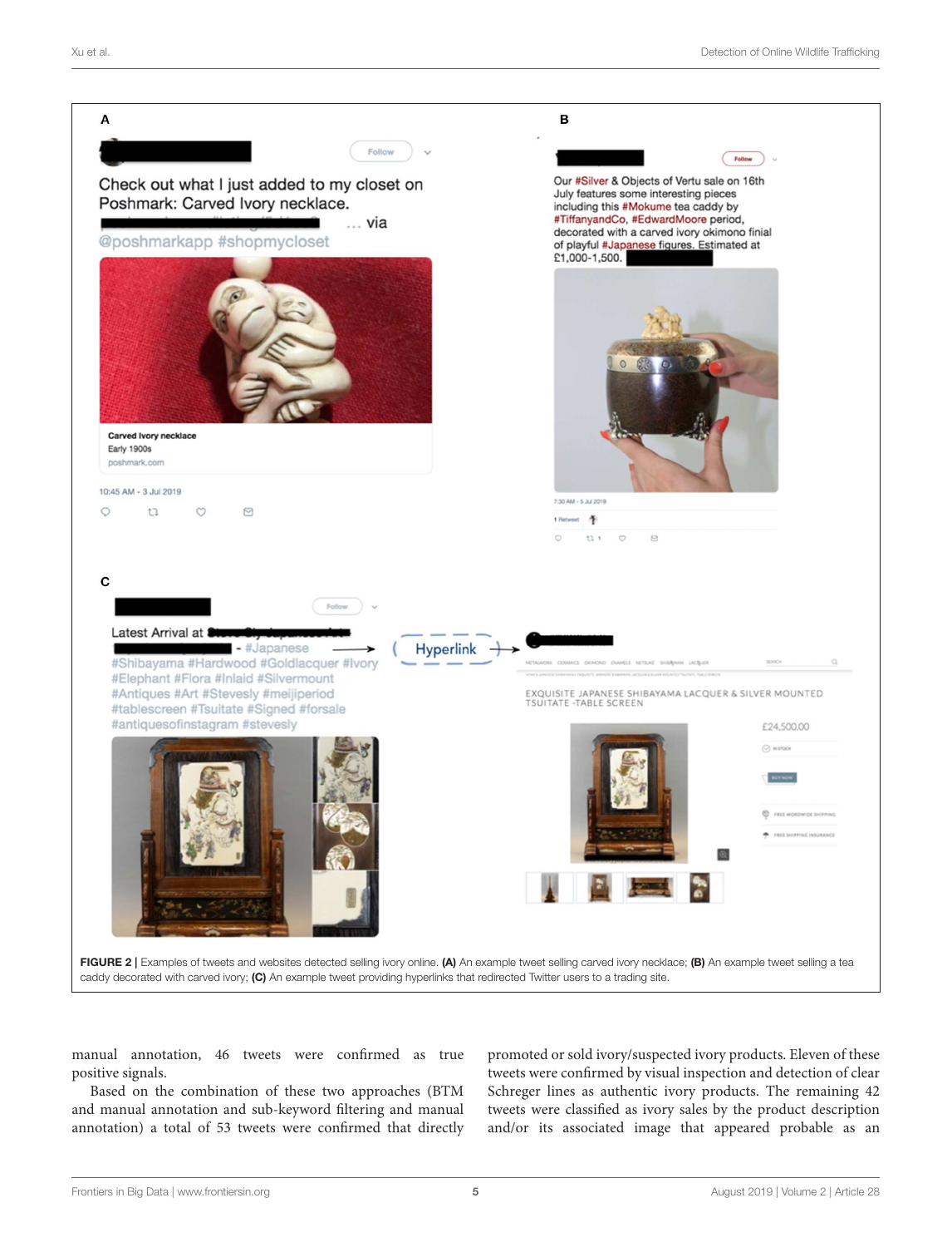FIGURE 2 | Examples of tweets and websites detected selling ivory online. **(A)** An example tweet selling carved ivory necklace; **(B)** An example tweet selling a tea caddy decorated with carved ivory; **(C)** An example tweet providing hyperlinks that redirected Twitter users to a trading site.

manual annotation, 46 tweets were confirmed as true positive signals.

Based on the combination of these two approaches (BTM and manual annotation and sub-keyword filtering and manual annotation) a total of 53 tweets were confirmed that directly promoted or sold ivory/suspected ivory products. Eleven of these tweets were confirmed by visual inspection and detection of clear Schreger lines as authentic ivory products. The remaining 42 tweets were classified as ivory sales by the product description and/or its associated image that appeared probable as an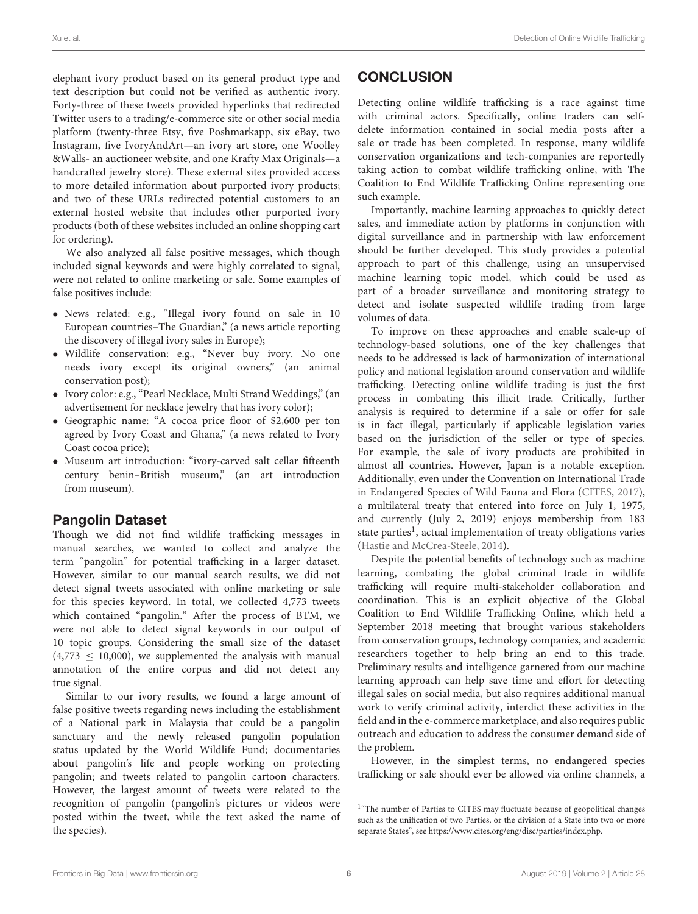elephant ivory product based on its general product type and text description but could not be verified as authentic ivory. Forty-three of these tweets provided hyperlinks that redirected Twitter users to a trading/e-commerce site or other social media platform (twenty-three Etsy, five Poshmarkapp, six eBay, two Instagram, five IvoryAndArt—an ivory art store, one Woolley &Walls- an auctioneer website, and one Krafty Max Originals—a handcrafted jewelry store). These external sites provided access to more detailed information about purported ivory products; and two of these URLs redirected potential customers to an external hosted website that includes other purported ivory products (both of these websites included an online shopping cart for ordering).

We also analyzed all false positive messages, which though included signal keywords and were highly correlated to signal, were not related to online marketing or sale. Some examples of false positives include:

- News related: e.g., "Illegal ivory found on sale in 10 European countries–The Guardian," (a news article reporting the discovery of illegal ivory sales in Europe);
- Wildlife conservation: e.g., "Never buy ivory. No one needs ivory except its original owners," (an animal conservation post);
- Ivory color: e.g., "Pearl Necklace, Multi Strand Weddings," (an advertisement for necklace jewelry that has ivory color);
- Geographic name: "A cocoa price floor of $2,600 per ton agreed by Ivory Coast and Ghana," (a news related to Ivory Coast cocoa price);
- Museum art introduction: "ivory-carved salt cellar fifteenth century benin–British museum," (an art introduction from museum).

## Pangolin Dataset

Though we did not find wildlife trafficking messages in manual searches, we wanted to collect and analyze the term "pangolin" for potential trafficking in a larger dataset. However, similar to our manual search results, we did not detect signal tweets associated with online marketing or sale for this species keyword. In total, we collected 4,773 tweets which contained "pangolin." After the process of BTM, we were not able to detect signal keywords in our output of 10 topic groups. Considering the small size of the dataset ($4,773 \leq 10,000$), we supplemented the analysis with manual annotation of the entire corpus and did not detect any true signal.

Similar to our ivory results, we found a large amount of false positive tweets regarding news including the establishment of a National park in Malaysia that could be a pangolin sanctuary and the newly released pangolin population status updated by the World Wildlife Fund; documentaries about pangolin's life and people working on protecting pangolin; and tweets related to pangolin cartoon characters. However, the largest amount of tweets were related to the recognition of pangolin (pangolin's pictures or videos were posted within the tweet, while the text asked the name of the species).

## CONCLUSION

Detecting online wildlife trafficking is a race against time with criminal actors. Specifically, online traders can self-delete information contained in social media posts after a sale or trade has been completed. In response, many wildlife conservation organizations and tech-companies are reportedly taking action to combat wildlife trafficking online, with The Coalition to End Wildlife Trafficking Online representing one such example.

Importantly, machine learning approaches to quickly detect sales, and immediate action by platforms in conjunction with digital surveillance and in partnership with law enforcement should be further developed. This study provides a potential approach to part of this challenge, using an unsupervised machine learning topic model, which could be used as part of a broader surveillance and monitoring strategy to detect and isolate suspected wildlife trading from large volumes of data.

To improve on these approaches and enable scale-up of technology-based solutions, one of the key challenges that needs to be addressed is lack of harmonization of international policy and national legislation around conservation and wildlife trafficking. Detecting online wildlife trading is just the first process in combating this illicit trade. Critically, further analysis is required to determine if a sale or offer for sale is in fact illegal, particularly if applicable legislation varies based on the jurisdiction of the seller or type of species. For example, the sale of ivory products are prohibited in almost all countries. However, Japan is a notable exception. Additionally, even under the Convention on International Trade in Endangered Species of Wild Fauna and Flora (CITES, 2017), a multilateral treaty that entered into force on July 1, 1975, and currently (July 2, 2019) enjoys membership from 183 state parties[1], actual implementation of treaty obligations varies (Hastie and McCrea-Steele, 2014).

Despite the potential benefits of technology such as machine learning, combating the global criminal trade in wildlife trafficking will require multi-stakeholder collaboration and coordination. This is an explicit objective of the Global Coalition to End Wildlife Trafficking Online, which held a September 2018 meeting that brought various stakeholders from conservation groups, technology companies, and academic researchers together to help bring an end to this trade. Preliminary results and intelligence garnered from our machine learning approach can help save time and effort for detecting illegal sales on social media, but also requires additional manual work to verify criminal activity, interdict these activities in the field and in the e-commerce marketplace, and also requires public outreach and education to address the consumer demand side of the problem.

However, in the simplest terms, no endangered species trafficking or sale should ever be allowed via online channels, a

[1] "The number of Parties to CITES may fluctuate because of geopolitical changes such as the unification of two Parties, or the division of a State into two or more separate States", see https://www.cites.org/eng/disc/parties/index.php.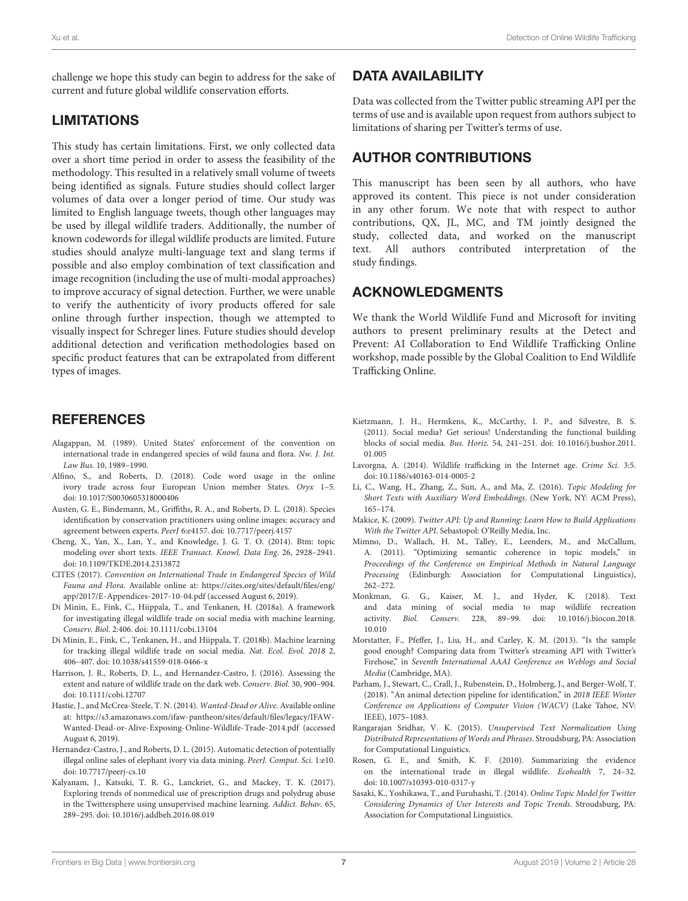challenge we hope this study can begin to address for the sake of current and future global wildlife conservation efforts.

## LIMITATIONS

This study has certain limitations. First, we only collected data over a short time period in order to assess the feasibility of the methodology. This resulted in a relatively small volume of tweets being identified as signals. Future studies should collect larger volumes of data over a longer period of time. Our study was limited to English language tweets, though other languages may be used by illegal wildlife traders. Additionally, the number of known codewords for illegal wildlife products are limited. Future studies should analyze multi-language text and slang terms if possible and also employ combination of text classification and image recognition (including the use of multi-modal approaches) to improve accuracy of signal detection. Further, we were unable to verify the authenticity of ivory products offered for sale online through further inspection, though we attempted to visually inspect for Schreger lines. Future studies should develop additional detection and verification methodologies based on specific product features that can be extrapolated from different types of images.

## DATA AVAILABILITY

Data was collected from the Twitter public streaming API per the terms of use and is available upon request from authors subject to limitations of sharing per Twitter's terms of use.

## AUTHOR CONTRIBUTIONS

This manuscript has been seen by all authors, who have approved its content. This piece is not under consideration in any other forum. We note that with respect to author contributions, QX, JL, MC, and TM jointly designed the study, collected data, and worked on the manuscript text. All authors contributed interpretation of the study findings.

## ACKNOWLEDGMENTS

We thank the World Wildlife Fund and Microsoft for inviting authors to present preliminary results at the Detect and Prevent: AI Collaboration to End Wildlife Trafficking Online workshop, made possible by the Global Coalition to End Wildlife Trafficking Online.

## REFERENCES

Alagappan, M. (1989). United States' enforcement of the convention on international trade in endangered species of wild fauna and flora. *Nw. J. Int. Law Bus.* 10, 1989–1990.

Alfino, S., and Roberts, D. (2018). Code word usage in the online ivory trade across four European Union member States. *Oryx* 1–5. doi: 10.1017/S0030605318000406

Austen, G. E., Bindemann, M., Griffiths, R. A., and Roberts, D. L. (2018). Species identification by conservation practitioners using online images: accuracy and agreement between experts. *PeerJ* 6:e4157. doi: 10.7717/peerj.4157

Cheng, X., Yan, X., Lan, Y., and Knowledge, J. G. T. O. (2014). Btm: topic modeling over short texts. *IEEE Transact. Knowl. Data Eng.* 26, 2928–2941. doi: 10.1109/TKDE.2014.2313872

CITES (2017). *Convention on International Trade in Endangered Species of Wild Fauna and Flora.* Available online at: https://cites.org/sites/default/files/eng/app/2017/E-Appendices-2017-10-04.pdf (accessed August 6, 2019).

Di Minin, E., Fink, C., Hiippala, T., and Tenkanen, H. (2018a). A framework for investigating illegal wildlife trade on social media with machine learning. *Conserv. Biol.* 2:406. doi: 10.1111/cobi.13104

Di Minin, E., Fink, C., Tenkanen, H., and Hiippala, T. (2018b). Machine learning for tracking illegal wildlife trade on social media. *Nat. Ecol. Evol. 2018* 2, 406–407. doi: 10.1038/s41559-018-0466-x

Harrison, J. R., Roberts, D. L., and Hernandez-Castro, J. (2016). Assessing the extent and nature of wildlife trade on the dark web. *Conserv. Biol.* 30, 900–904. doi: 10.1111/cobi.12707

Hastie, J., and McCrea-Steele, T. N. (2014). *Wanted-Dead or Alive.* Available online at: https://s3.amazonaws.com/ifaw-pantheon/sites/default/files/legacy/IFAW-Wanted-Dead-or-Alive-Exposing-Online-Wildlife-Trade-2014.pdf (accessed August 6, 2019).

Hernandez-Castro, J., and Roberts, D. L. (2015). Automatic detection of potentially illegal online sales of elephant ivory via data mining. *PeerJ. Comput. Sci.* 1:e10. doi: 10.7717/peerj-cs.10

Kalyanam, J., Katsuki, T. R. G., Lanckriet, G., and Mackey, T. K. (2017). Exploring trends of nonmedical use of prescription drugs and polydrug abuse in the Twittersphere using unsupervised machine learning. *Addict. Behav.* 65, 289–295. doi: 10.1016/j.addbeh.2016.08.019

Kietzmann, J. H., Hermkens, K., McCarthy, I. P., and Silvestre, B. S. (2011). Social media? Get serious! Understanding the functional building blocks of social media. *Bus. Horiz.* 54, 241–251. doi: 10.1016/j.bushor.2011.01.005

Lavorgna, A. (2014). Wildlife trafficking in the Internet age. *Crime Sci.* 3:5. doi: 10.1186/s40163-014-0005-2

Li, C., Wang, H., Zhang, Z., Sun, A., and Ma, Z. (2016). *Topic Modeling for Short Texts with Auxiliary Word Embeddings*. (New York, NY: ACM Press), 165–174.

Makice, K. (2009). *Twitter API: Up and Running: Learn How to Build Applications With the Twitter API*. Sebastopol: O'Reilly Media, Inc.

Mimno, D., Wallach, H. M., Talley, E., Leenders, M., and McCallum, A. (2011). "Optimizing semantic coherence in topic models," in *Proceedings of the Conference on Empirical Methods in Natural Language Processing* (Edinburgh: Association for Computational Linguistics), 262–272.

Monkman, G. G., Kaiser, M. J., and Hyder, K. (2018). Text and data mining of social media to map wildlife recreation activity. *Biol. Conserv.* 228, 89–99. doi: 10.1016/j.biocon.2018.10.010

Morstatter, F., Pfeffer, J., Liu, H., and Carley, K. M. (2013). "Is the sample good enough? Comparing data from Twitter's streaming API with Twitter's Firehose," in *Seventh International AAAI Conference on Weblogs and Social Media* (Cambridge, MA).

Parham, J., Stewart, C., Crall, J., Rubenstein, D., Holmberg, J., and Berger-Wolf, T. (2018). "An animal detection pipeline for identification," in *2018 IEEE Winter Conference on Applications of Computer Vision (WACV)* (Lake Tahoe, NV: IEEE), 1075–1083.

Rangarajan Sridhar, V. K. (2015). *Unsupervised Text Normalization Using Distributed Representations of Words and Phrases*. Stroudsburg, PA: Association for Computational Linguistics.

Rosen, G. E., and Smith, K. F. (2010). Summarizing the evidence on the international trade in illegal wildlife. *Ecohealth* 7, 24–32. doi: 10.1007/s10393-010-0317-y

Sasaki, K., Yoshikawa, T., and Furuhashi, T. (2014). *Online Topic Model for Twitter Considering Dynamics of User Interests and Topic Trends*. Stroudsburg, PA: Association for Computational Linguistics.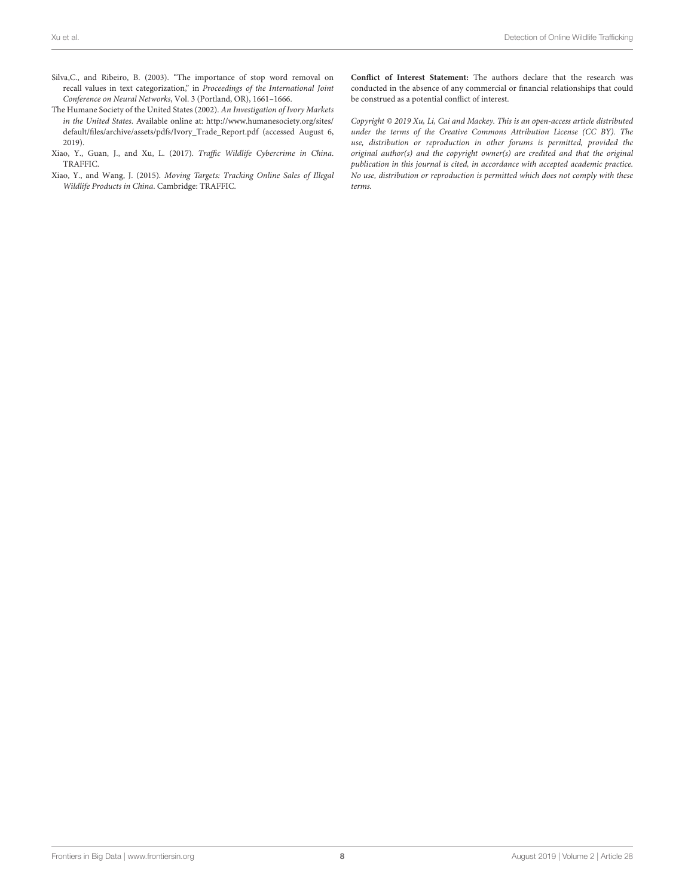Silva,C., and Ribeiro, B. (2003). "The importance of stop word removal on recall values in text categorization," in *Proceedings of the International Joint Conference on Neural Networks*, Vol. 3 (Portland, OR), 1661–1666.

The Humane Society of the United States (2002). *An Investigation of Ivory Markets in the United States*. Available online at: http://www.humanesociety.org/sites/default/files/archive/assets/pdfs/Ivory_Trade_Report.pdf (accessed August 6, 2019).

Xiao, Y., Guan, J., and Xu, L. (2017). *Traffic Wildlife Cybercrime in China*. TRAFFIC.

Xiao, Y., and Wang, J. (2015). *Moving Targets: Tracking Online Sales of Illegal Wildlife Products in China*. Cambridge: TRAFFIC.

**Conflict of Interest Statement:** The authors declare that the research was conducted in the absence of any commercial or financial relationships that could be construed as a potential conflict of interest.

*Copyright © 2019 Xu, Li, Cai and Mackey. This is an open-access article distributed under the terms of the Creative Commons Attribution License (CC BY). The use, distribution or reproduction in other forums is permitted, provided the original author(s) and the copyright owner(s) are credited and that the original publication in this journal is cited, in accordance with accepted academic practice. No use, distribution or reproduction is permitted which does not comply with these terms.*